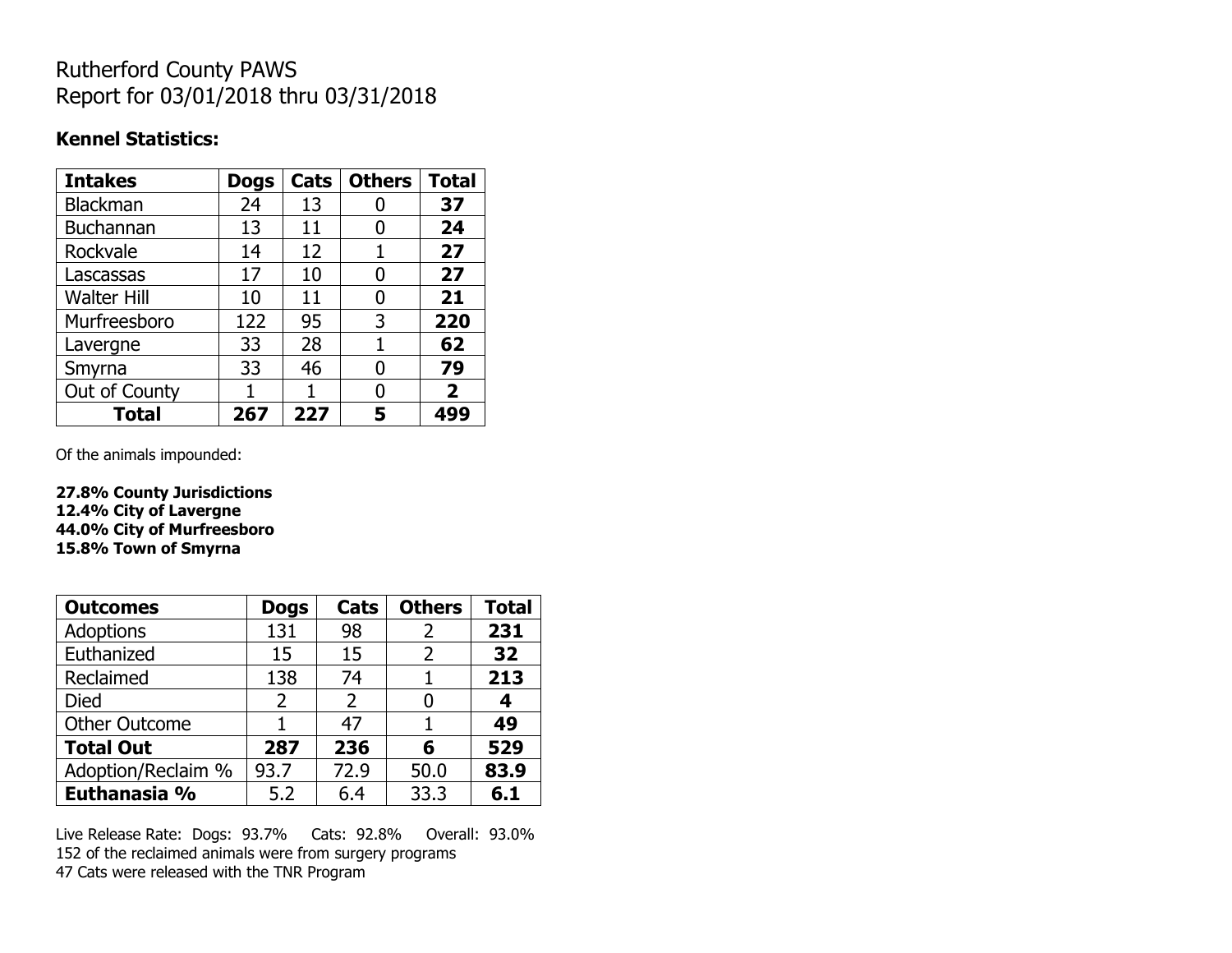# Rutherford County PAWS
# Report for 03/01/2018 thru 03/31/2018

### Kennel Statistics:

| Intakes | Dogs | Cats | Others | Total |
|---|---|---|---|---|
| Blackman | 24 | 13 | 0 | **37** |
| Buchannan | 13 | 11 | 0 | **24** |
| Rockvale | 14 | 12 | 1 | **27** |
| Lascassas | 17 | 10 | 0 | **27** |
| Walter Hill | 10 | 11 | 0 | **21** |
| Murfreesboro | 122 | 95 | 3 | **220** |
| Lavergne | 33 | 28 | 1 | **62** |
| Smyrna | 33 | 46 | 0 | **79** |
| Out of County | 1 | 1 | 0 | **2** |
| **Total** | **267** | **227** | **5** | **499** |

Of the animals impounded:

**27.8% County Jurisdictions**
**12.4% City of Lavergne**
**44.0% City of Murfreesboro**
**15.8% Town of Smyrna**

| Outcomes | Dogs | Cats | Others | Total |
|---|---|---|---|---|
| Adoptions | 131 | 98 | 2 | **231** |
| Euthanized | 15 | 15 | 2 | **32** |
| Reclaimed | 138 | 74 | 1 | **213** |
| Died | 2 | 2 | 0 | **4** |
| Other Outcome | 1 | 47 | 1 | **49** |
| **Total Out** | **287** | **236** | **6** | **529** |
| Adoption/Reclaim % | 93.7 | 72.9 | 50.0 | **83.9** |
| **Euthanasia %** | 5.2 | 6.4 | 33.3 | **6.1** |

Live Release Rate: Dogs: 93.7% Cats: 92.8% Overall: 93.0%
152 of the reclaimed animals were from surgery programs
47 Cats were released with the TNR Program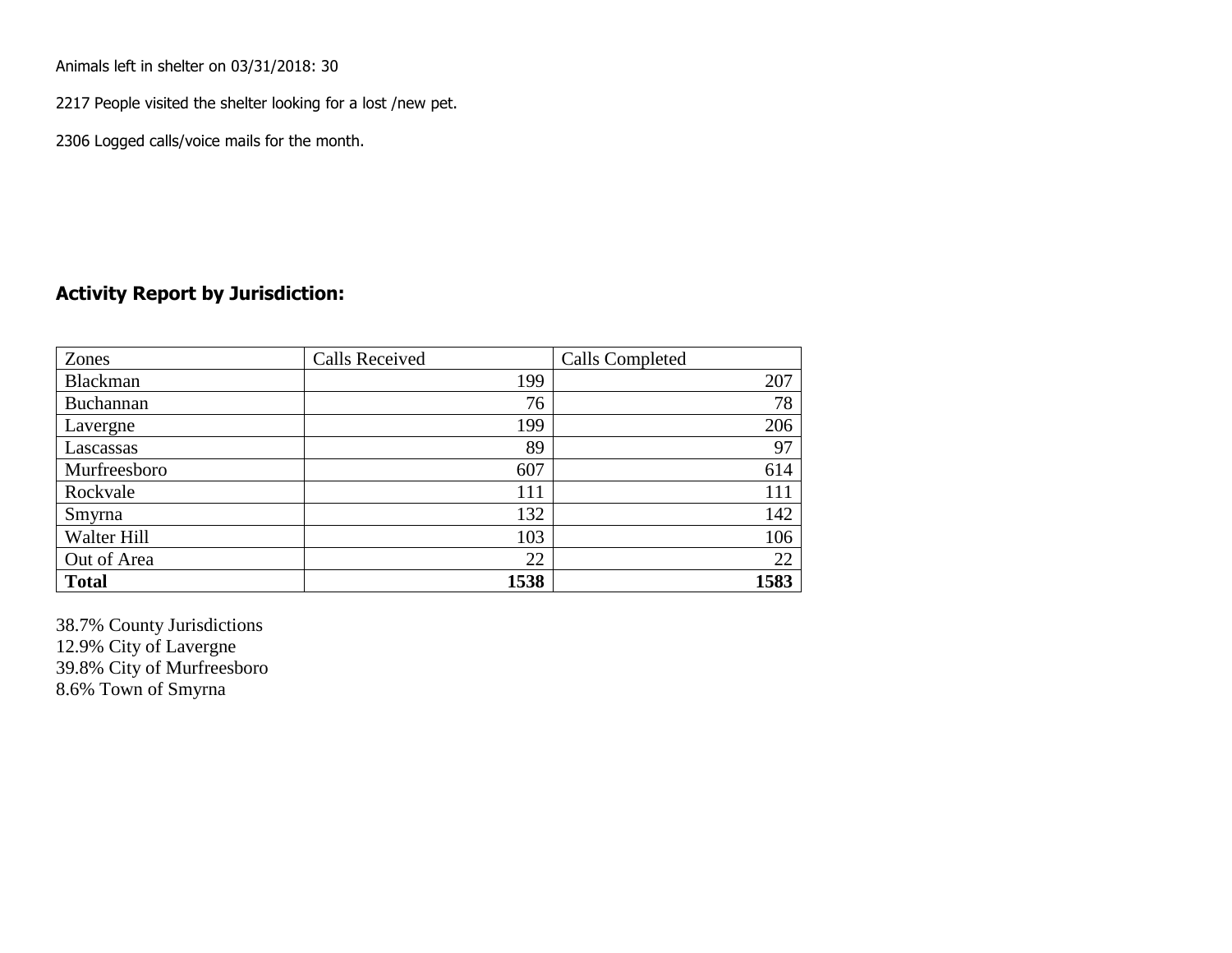Animals left in shelter on 03/31/2018: 30

2217 People visited the shelter looking for a lost /new pet.

2306 Logged calls/voice mails for the month.

## Activity Report by Jurisdiction:

| Zones | Calls Received | Calls Completed |
|---|---|---|
| Blackman | 199 | 207 |
| Buchannan | 76 | 78 |
| Lavergne | 199 | 206 |
| Lascassas | 89 | 97 |
| Murfreesboro | 607 | 614 |
| Rockvale | 111 | 111 |
| Smyrna | 132 | 142 |
| Walter Hill | 103 | 106 |
| Out of Area | 22 | 22 |
| **Total** | **1538** | **1583** |

38.7% County Jurisdictions
12.9% City of Lavergne
39.8% City of Murfreesboro
8.6% Town of Smyrna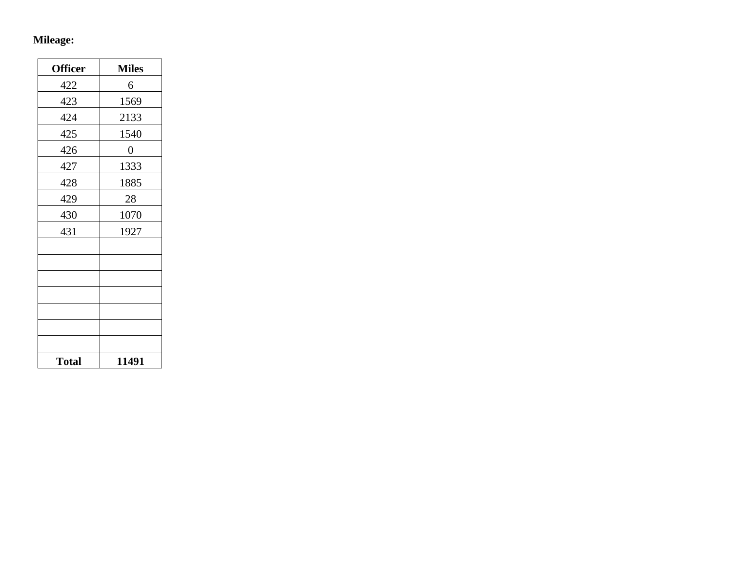**Mileage:**

| **Officer** | **Miles** |
|---|---|
| 422 | 6 |
| 423 | 1569 |
| 424 | 2133 |
| 425 | 1540 |
| 426 | 0 |
| 427 | 1333 |
| 428 | 1885 |
| 429 | 28 |
| 430 | 1070 |
| 431 | 1927 |
| | |
| | |
| | |
| | |
| | |
| | |
| | |
| **Total** | **11491** |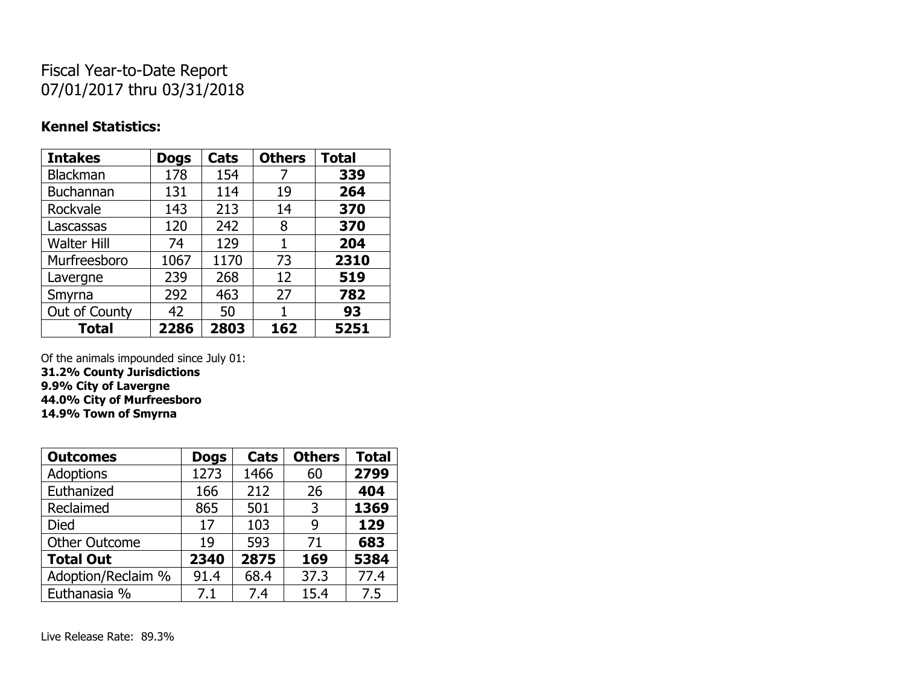# Fiscal Year-to-Date Report
07/01/2017 thru 03/31/2018

### Kennel Statistics:

| **Intakes** | **Dogs** | **Cats** | **Others** | **Total** |
|---|---|---|---|---|
| Blackman | 178 | 154 | 7 | **339** |
| Buchannan | 131 | 114 | 19 | **264** |
| Rockvale | 143 | 213 | 14 | **370** |
| Lascassas | 120 | 242 | 8 | **370** |
| Walter Hill | 74 | 129 | 1 | **204** |
| Murfreesboro | 1067 | 1170 | 73 | **2310** |
| Lavergne | 239 | 268 | 12 | **519** |
| Smyrna | 292 | 463 | 27 | **782** |
| Out of County | 42 | 50 | 1 | **93** |
| **Total** | **2286** | **2803** | **162** | **5251** |

Of the animals impounded since July 01:
**31.2% County Jurisdictions**
**9.9% City of Lavergne**
**44.0% City of Murfreesboro**
**14.9% Town of Smyrna**

| **Outcomes** | **Dogs** | **Cats** | **Others** | **Total** |
|---|---|---|---|---|
| Adoptions | 1273 | 1466 | 60 | **2799** |
| Euthanized | 166 | 212 | 26 | **404** |
| Reclaimed | 865 | 501 | 3 | **1369** |
| Died | 17 | 103 | 9 | **129** |
| Other Outcome | 19 | 593 | 71 | **683** |
| **Total Out** | **2340** | **2875** | **169** | **5384** |
| Adoption/Reclaim % | 91.4 | 68.4 | 37.3 | 77.4 |
| Euthanasia % | 7.1 | 7.4 | 15.4 | 7.5 |

Live Release Rate: 89.3%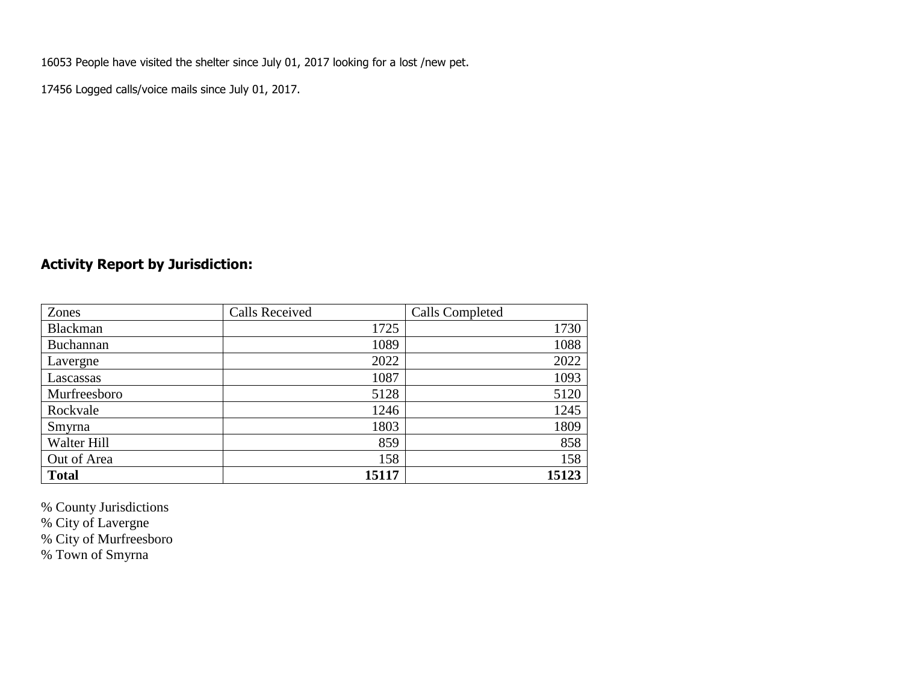16053 People have visited the shelter since July 01, 2017 looking for a lost /new pet.

17456 Logged calls/voice mails since July 01, 2017.

## Activity Report by Jurisdiction:

| Zones | Calls Received | Calls Completed |
|---|---|---|
| Blackman | 1725 | 1730 |
| Buchannan | 1089 | 1088 |
| Lavergne | 2022 | 2022 |
| Lascassas | 1087 | 1093 |
| Murfreesboro | 5128 | 5120 |
| Rockvale | 1246 | 1245 |
| Smyrna | 1803 | 1809 |
| Walter Hill | 859 | 858 |
| Out of Area | 158 | 158 |
| **Total** | **15117** | **15123** |

% County Jurisdictions
% City of Lavergne
% City of Murfreesboro
% Town of Smyrna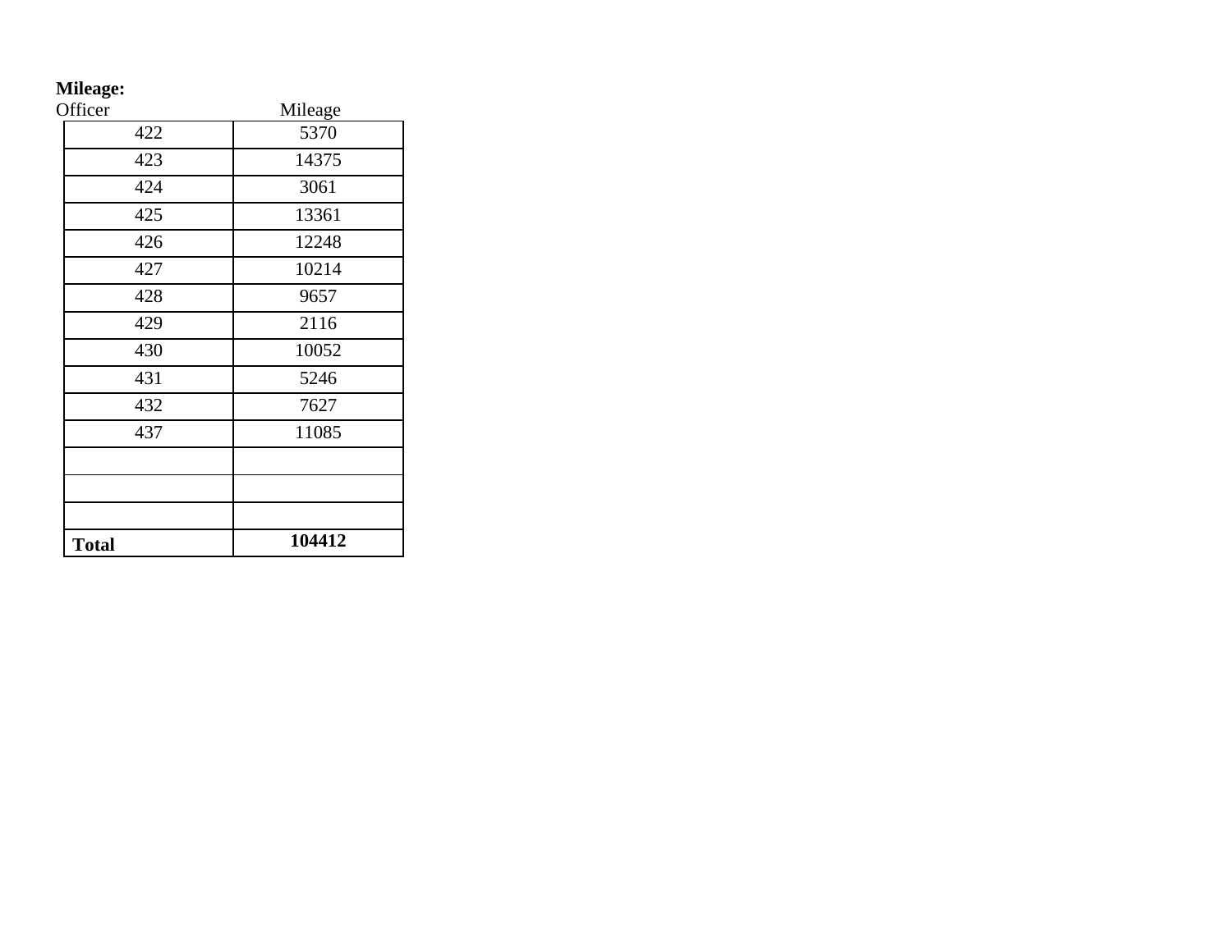**Mileage:**

| Officer | Mileage |
|---|---|
| 422 | 5370 |
| 423 | 14375 |
| 424 | 3061 |
| 425 | 13361 |
| 426 | 12248 |
| 427 | 10214 |
| 428 | 9657 |
| 429 | 2116 |
| 430 | 10052 |
| 431 | 5246 |
| 432 | 7627 |
| 437 | 11085 |
| | |
| | |
| | |
| **Total** | **104412** |